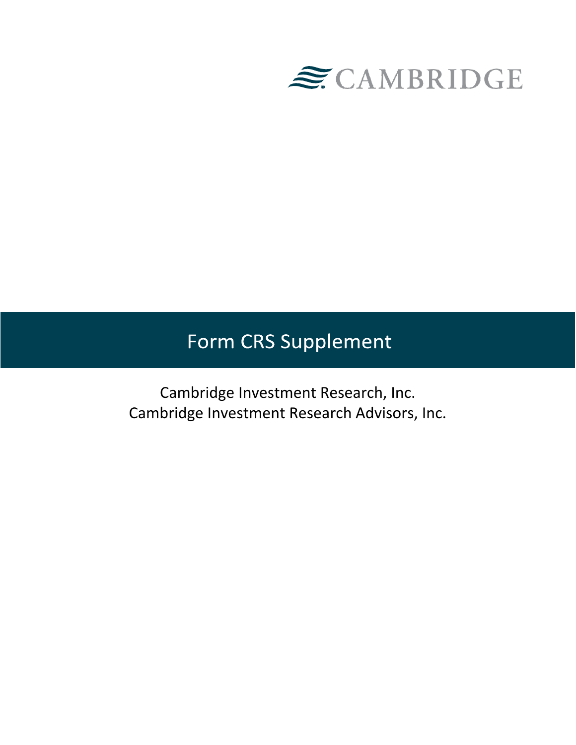CAMBRIDGE

# Form CRS Supplement

Cambridge Investment Research, Inc.
Cambridge Investment Research Advisors, Inc.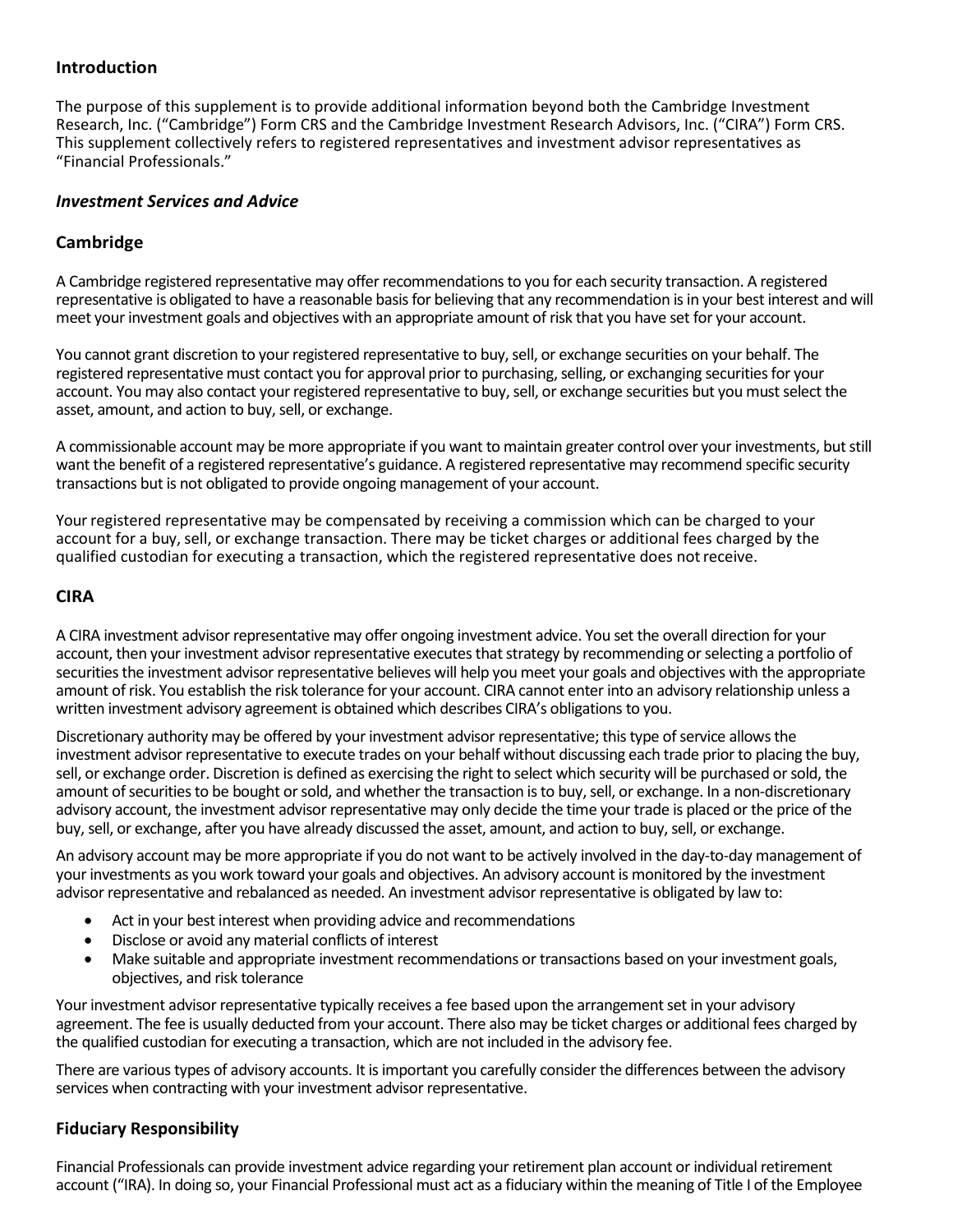## Introduction

The purpose of this supplement is to provide additional information beyond both the Cambridge Investment Research, Inc. ("Cambridge") Form CRS and the Cambridge Investment Research Advisors, Inc. ("CIRA") Form CRS. This supplement collectively refers to registered representatives and investment advisor representatives as "Financial Professionals."

### *Investment Services and Advice*

### Cambridge

A Cambridge registered representative may offer recommendations to you for each security transaction. A registered representative is obligated to have a reasonable basis for believing that any recommendation is in your best interest and will meet your investment goals and objectives with an appropriate amount of risk that you have set for your account.

You cannot grant discretion to your registered representative to buy, sell, or exchange securities on your behalf. The registered representative must contact you for approval prior to purchasing, selling, or exchanging securities for your account. You may also contact your registered representative to buy, sell, or exchange securities but you must select the asset, amount, and action to buy, sell, or exchange.

A commissionable account may be more appropriate if you want to maintain greater control over your investments, but still want the benefit of a registered representative's guidance. A registered representative may recommend specific security transactions but is not obligated to provide ongoing management of your account.

Your registered representative may be compensated by receiving a commission which can be charged to your account for a buy, sell, or exchange transaction. There may be ticket charges or additional fees charged by the qualified custodian for executing a transaction, which the registered representative does not receive.

### CIRA

A CIRA investment advisor representative may offer ongoing investment advice. You set the overall direction for your account, then your investment advisor representative executes that strategy by recommending or selecting a portfolio of securities the investment advisor representative believes will help you meet your goals and objectives with the appropriate amount of risk. You establish the risk tolerance for your account. CIRA cannot enter into an advisory relationship unless a written investment advisory agreement is obtained which describes CIRA's obligations to you.

Discretionary authority may be offered by your investment advisor representative; this type of service allows the investment advisor representative to execute trades on your behalf without discussing each trade prior to placing the buy, sell, or exchange order. Discretion is defined as exercising the right to select which security will be purchased or sold, the amount of securities to be bought or sold, and whether the transaction is to buy, sell, or exchange. In a non-discretionary advisory account, the investment advisor representative may only decide the time your trade is placed or the price of the buy, sell, or exchange, after you have already discussed the asset, amount, and action to buy, sell, or exchange.

An advisory account may be more appropriate if you do not want to be actively involved in the day-to-day management of your investments as you work toward your goals and objectives. An advisory account is monitored by the investment advisor representative and rebalanced as needed. An investment advisor representative is obligated by law to:

- Act in your best interest when providing advice and recommendations
- Disclose or avoid any material conflicts of interest
- Make suitable and appropriate investment recommendations or transactions based on your investment goals, objectives, and risk tolerance

Your investment advisor representative typically receives a fee based upon the arrangement set in your advisory agreement. The fee is usually deducted from your account. There also may be ticket charges or additional fees charged by the qualified custodian for executing a transaction, which are not included in the advisory fee.

There are various types of advisory accounts. It is important you carefully consider the differences between the advisory services when contracting with your investment advisor representative.

### Fiduciary Responsibility

Financial Professionals can provide investment advice regarding your retirement plan account or individual retirement account ("IRA). In doing so, your Financial Professional must act as a fiduciary within the meaning of Title I of the Employee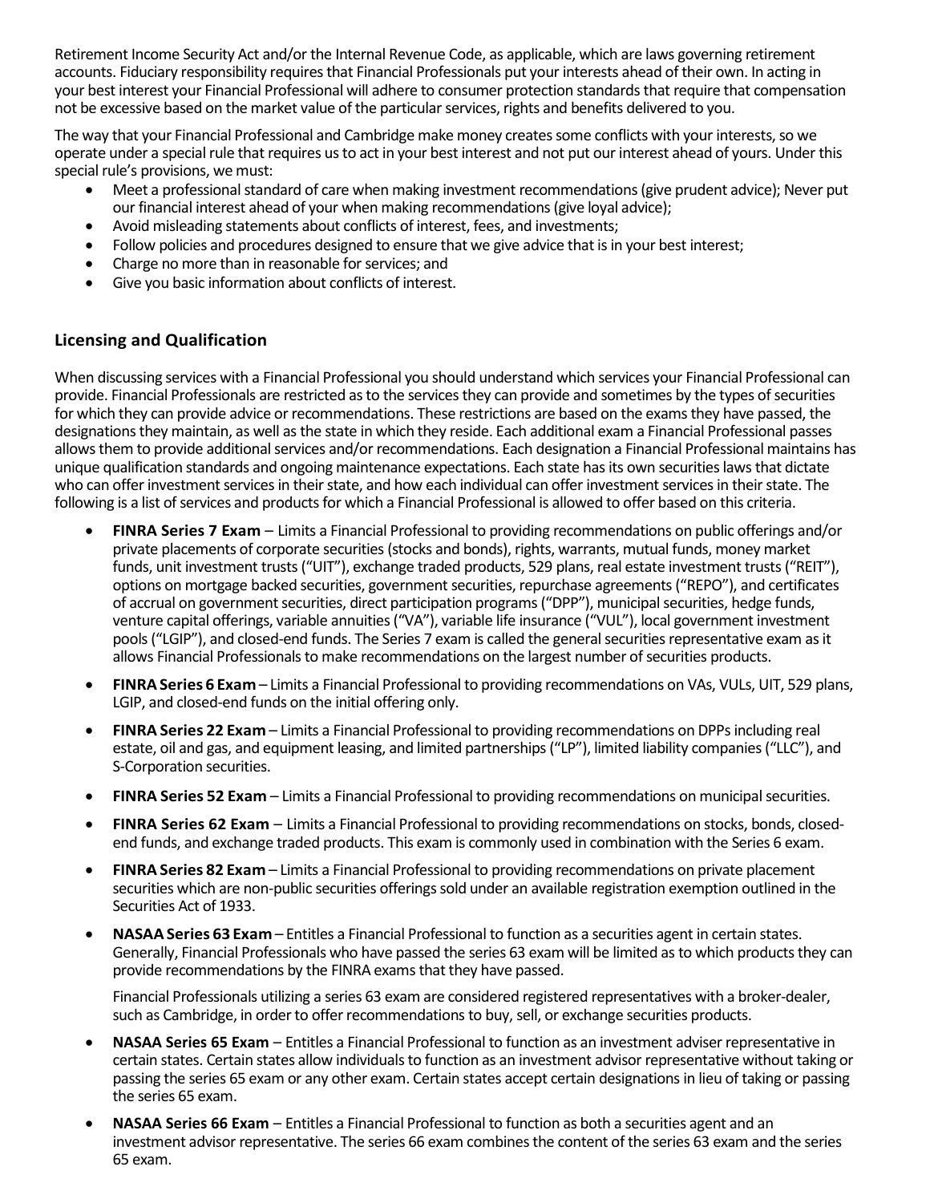Retirement Income Security Act and/or the Internal Revenue Code, as applicable, which are laws governing retirement accounts. Fiduciary responsibility requires that Financial Professionals put your interests ahead of their own. In acting in your best interest your Financial Professional will adhere to consumer protection standards that require that compensation not be excessive based on the market value of the particular services, rights and benefits delivered to you.

The way that your Financial Professional and Cambridge make money creates some conflicts with your interests, so we operate under a special rule that requires us to act in your best interest and not put our interest ahead of yours. Under this special rule's provisions, we must:

- Meet a professional standard of care when making investment recommendations (give prudent advice); Never put our financial interest ahead of your when making recommendations (give loyal advice);
- Avoid misleading statements about conflicts of interest, fees, and investments;
- Follow policies and procedures designed to ensure that we give advice that is in your best interest;
- Charge no more than in reasonable for services; and
- Give you basic information about conflicts of interest.

## Licensing and Qualification

When discussing services with a Financial Professional you should understand which services your Financial Professional can provide. Financial Professionals are restricted as to the services they can provide and sometimes by the types of securities for which they can provide advice or recommendations. These restrictions are based on the exams they have passed, the designations they maintain, as well as the state in which they reside. Each additional exam a Financial Professional passes allows them to provide additional services and/or recommendations. Each designation a Financial Professional maintains has unique qualification standards and ongoing maintenance expectations. Each state has its own securities laws that dictate who can offer investment services in their state, and how each individual can offer investment services in their state. The following is a list of services and products for which a Financial Professional is allowed to offer based on this criteria.

- **FINRA Series 7 Exam** – Limits a Financial Professional to providing recommendations on public offerings and/or private placements of corporate securities (stocks and bonds), rights, warrants, mutual funds, money market funds, unit investment trusts ("UIT"), exchange traded products, 529 plans, real estate investment trusts ("REIT"), options on mortgage backed securities, government securities, repurchase agreements ("REPO"), and certificates of accrual on government securities, direct participation programs ("DPP"), municipal securities, hedge funds, venture capital offerings, variable annuities ("VA"), variable life insurance ("VUL"), local government investment pools ("LGIP"), and closed-end funds. The Series 7 exam is called the general securities representative exam as it allows Financial Professionals to make recommendations on the largest number of securities products.
- **FINRA Series 6 Exam** – Limits a Financial Professional to providing recommendations on VAs, VULs, UIT, 529 plans, LGIP, and closed-end funds on the initial offering only.
- **FINRA Series 22 Exam** – Limits a Financial Professional to providing recommendations on DPPs including real estate, oil and gas, and equipment leasing, and limited partnerships ("LP"), limited liability companies ("LLC"), and S-Corporation securities.
- **FINRA Series 52 Exam** – Limits a Financial Professional to providing recommendations on municipal securities.
- **FINRA Series 62 Exam** – Limits a Financial Professional to providing recommendations on stocks, bonds, closed-end funds, and exchange traded products. This exam is commonly used in combination with the Series 6 exam.
- **FINRA Series 82 Exam** – Limits a Financial Professional to providing recommendations on private placement securities which are non-public securities offerings sold under an available registration exemption outlined in the Securities Act of 1933.
- **NASAA Series 63 Exam** – Entitles a Financial Professional to function as a securities agent in certain states. Generally, Financial Professionals who have passed the series 63 exam will be limited as to which products they can provide recommendations by the FINRA exams that they have passed.

  Financial Professionals utilizing a series 63 exam are considered registered representatives with a broker-dealer, such as Cambridge, in order to offer recommendations to buy, sell, or exchange securities products.
- **NASAA Series 65 Exam** – Entitles a Financial Professional to function as an investment adviser representative in certain states. Certain states allow individuals to function as an investment advisor representative without taking or passing the series 65 exam or any other exam. Certain states accept certain designations in lieu of taking or passing the series 65 exam.
- **NASAA Series 66 Exam** – Entitles a Financial Professional to function as both a securities agent and an investment advisor representative. The series 66 exam combines the content of the series 63 exam and the series 65 exam.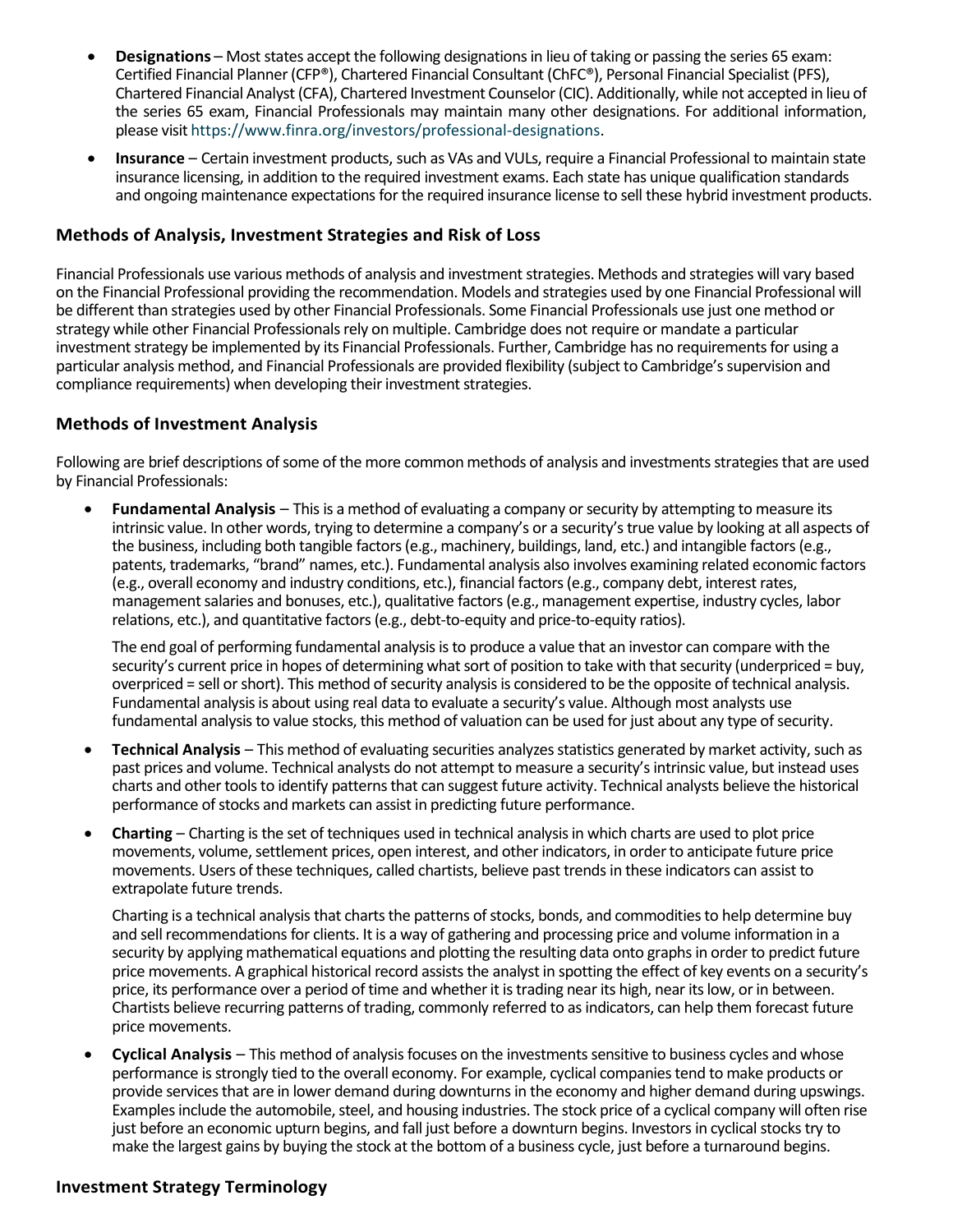- **Designations** – Most states accept the following designations in lieu of taking or passing the series 65 exam: Certified Financial Planner (CFP®), Chartered Financial Consultant (ChFC®), Personal Financial Specialist (PFS), Chartered Financial Analyst (CFA), Chartered Investment Counselor (CIC). Additionally, while not accepted in lieu of the series 65 exam, Financial Professionals may maintain many other designations. For additional information, please visit https://www.finra.org/investors/professional-designations.
- **Insurance** – Certain investment products, such as VAs and VULs, require a Financial Professional to maintain state insurance licensing, in addition to the required investment exams. Each state has unique qualification standards and ongoing maintenance expectations for the required insurance license to sell these hybrid investment products.

## Methods of Analysis, Investment Strategies and Risk of Loss

Financial Professionals use various methods of analysis and investment strategies. Methods and strategies will vary based on the Financial Professional providing the recommendation. Models and strategies used by one Financial Professional will be different than strategies used by other Financial Professionals. Some Financial Professionals use just one method or strategy while other Financial Professionals rely on multiple. Cambridge does not require or mandate a particular investment strategy be implemented by its Financial Professionals. Further, Cambridge has no requirements for using a particular analysis method, and Financial Professionals are provided flexibility (subject to Cambridge's supervision and compliance requirements) when developing their investment strategies.

## Methods of Investment Analysis

Following are brief descriptions of some of the more common methods of analysis and investments strategies that are used by Financial Professionals:

- **Fundamental Analysis** – This is a method of evaluating a company or security by attempting to measure its intrinsic value. In other words, trying to determine a company's or a security's true value by looking at all aspects of the business, including both tangible factors (e.g., machinery, buildings, land, etc.) and intangible factors (e.g., patents, trademarks, "brand" names, etc.). Fundamental analysis also involves examining related economic factors (e.g., overall economy and industry conditions, etc.), financial factors (e.g., company debt, interest rates, management salaries and bonuses, etc.), qualitative factors (e.g., management expertise, industry cycles, labor relations, etc.), and quantitative factors (e.g., debt-to-equity and price-to-equity ratios).

  The end goal of performing fundamental analysis is to produce a value that an investor can compare with the security's current price in hopes of determining what sort of position to take with that security (underpriced = buy, overpriced = sell or short). This method of security analysis is considered to be the opposite of technical analysis. Fundamental analysis is about using real data to evaluate a security's value. Although most analysts use fundamental analysis to value stocks, this method of valuation can be used for just about any type of security.

- **Technical Analysis** – This method of evaluating securities analyzes statistics generated by market activity, such as past prices and volume. Technical analysts do not attempt to measure a security's intrinsic value, but instead uses charts and other tools to identify patterns that can suggest future activity. Technical analysts believe the historical performance of stocks and markets can assist in predicting future performance.
- **Charting** – Charting is the set of techniques used in technical analysis in which charts are used to plot price movements, volume, settlement prices, open interest, and other indicators, in order to anticipate future price movements. Users of these techniques, called chartists, believe past trends in these indicators can assist to extrapolate future trends.

  Charting is a technical analysis that charts the patterns of stocks, bonds, and commodities to help determine buy and sell recommendations for clients. It is a way of gathering and processing price and volume information in a security by applying mathematical equations and plotting the resulting data onto graphs in order to predict future price movements. A graphical historical record assists the analyst in spotting the effect of key events on a security's price, its performance over a period of time and whether it is trading near its high, near its low, or in between. Chartists believe recurring patterns of trading, commonly referred to as indicators, can help them forecast future price movements.

- **Cyclical Analysis** – This method of analysis focuses on the investments sensitive to business cycles and whose performance is strongly tied to the overall economy. For example, cyclical companies tend to make products or provide services that are in lower demand during downturns in the economy and higher demand during upswings. Examples include the automobile, steel, and housing industries. The stock price of a cyclical company will often rise just before an economic upturn begins, and fall just before a downturn begins. Investors in cyclical stocks try to make the largest gains by buying the stock at the bottom of a business cycle, just before a turnaround begins.

## Investment Strategy Terminology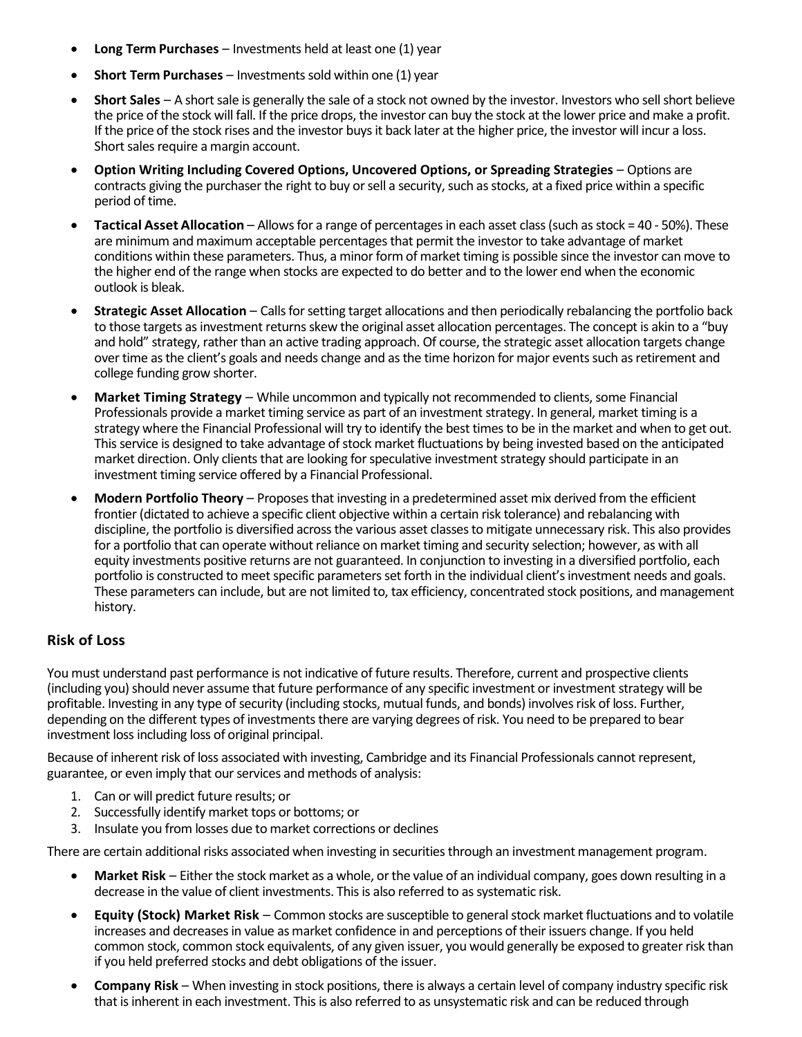- **Long Term Purchases** – Investments held at least one (1) year
- **Short Term Purchases** – Investments sold within one (1) year
- **Short Sales** – A short sale is generally the sale of a stock not owned by the investor. Investors who sell short believe the price of the stock will fall. If the price drops, the investor can buy the stock at the lower price and make a profit. If the price of the stock rises and the investor buys it back later at the higher price, the investor will incur a loss. Short sales require a margin account.
- **Option Writing Including Covered Options, Uncovered Options, or Spreading Strategies** – Options are contracts giving the purchaser the right to buy or sell a security, such as stocks, at a fixed price within a specific period of time.
- **Tactical Asset Allocation** – Allows for a range of percentages in each asset class (such as stock = 40 - 50%). These are minimum and maximum acceptable percentages that permit the investor to take advantage of market conditions within these parameters. Thus, a minor form of market timing is possible since the investor can move to the higher end of the range when stocks are expected to do better and to the lower end when the economic outlook is bleak.
- **Strategic Asset Allocation** – Calls for setting target allocations and then periodically rebalancing the portfolio back to those targets as investment returns skew the original asset allocation percentages. The concept is akin to a "buy and hold" strategy, rather than an active trading approach. Of course, the strategic asset allocation targets change over time as the client's goals and needs change and as the time horizon for major events such as retirement and college funding grow shorter.
- **Market Timing Strategy** – While uncommon and typically not recommended to clients, some Financial Professionals provide a market timing service as part of an investment strategy. In general, market timing is a strategy where the Financial Professional will try to identify the best times to be in the market and when to get out. This service is designed to take advantage of stock market fluctuations by being invested based on the anticipated market direction. Only clients that are looking for speculative investment strategy should participate in an investment timing service offered by a Financial Professional.
- **Modern Portfolio Theory** – Proposes that investing in a predetermined asset mix derived from the efficient frontier (dictated to achieve a specific client objective within a certain risk tolerance) and rebalancing with discipline, the portfolio is diversified across the various asset classes to mitigate unnecessary risk. This also provides for a portfolio that can operate without reliance on market timing and security selection; however, as with all equity investments positive returns are not guaranteed. In conjunction to investing in a diversified portfolio, each portfolio is constructed to meet specific parameters set forth in the individual client's investment needs and goals. These parameters can include, but are not limited to, tax efficiency, concentrated stock positions, and management history.

## Risk of Loss

You must understand past performance is not indicative of future results. Therefore, current and prospective clients (including you) should never assume that future performance of any specific investment or investment strategy will be profitable. Investing in any type of security (including stocks, mutual funds, and bonds) involves risk of loss. Further, depending on the different types of investments there are varying degrees of risk. You need to be prepared to bear investment loss including loss of original principal.

Because of inherent risk of loss associated with investing, Cambridge and its Financial Professionals cannot represent, guarantee, or even imply that our services and methods of analysis:

1. Can or will predict future results; or
2. Successfully identify market tops or bottoms; or
3. Insulate you from losses due to market corrections or declines

There are certain additional risks associated when investing in securities through an investment management program.

- **Market Risk** – Either the stock market as a whole, or the value of an individual company, goes down resulting in a decrease in the value of client investments. This is also referred to as systematic risk.
- **Equity (Stock) Market Risk** – Common stocks are susceptible to general stock market fluctuations and to volatile increases and decreases in value as market confidence in and perceptions of their issuers change. If you held common stock, common stock equivalents, of any given issuer, you would generally be exposed to greater risk than if you held preferred stocks and debt obligations of the issuer.
- **Company Risk** – When investing in stock positions, there is always a certain level of company industry specific risk that is inherent in each investment. This is also referred to as unsystematic risk and can be reduced through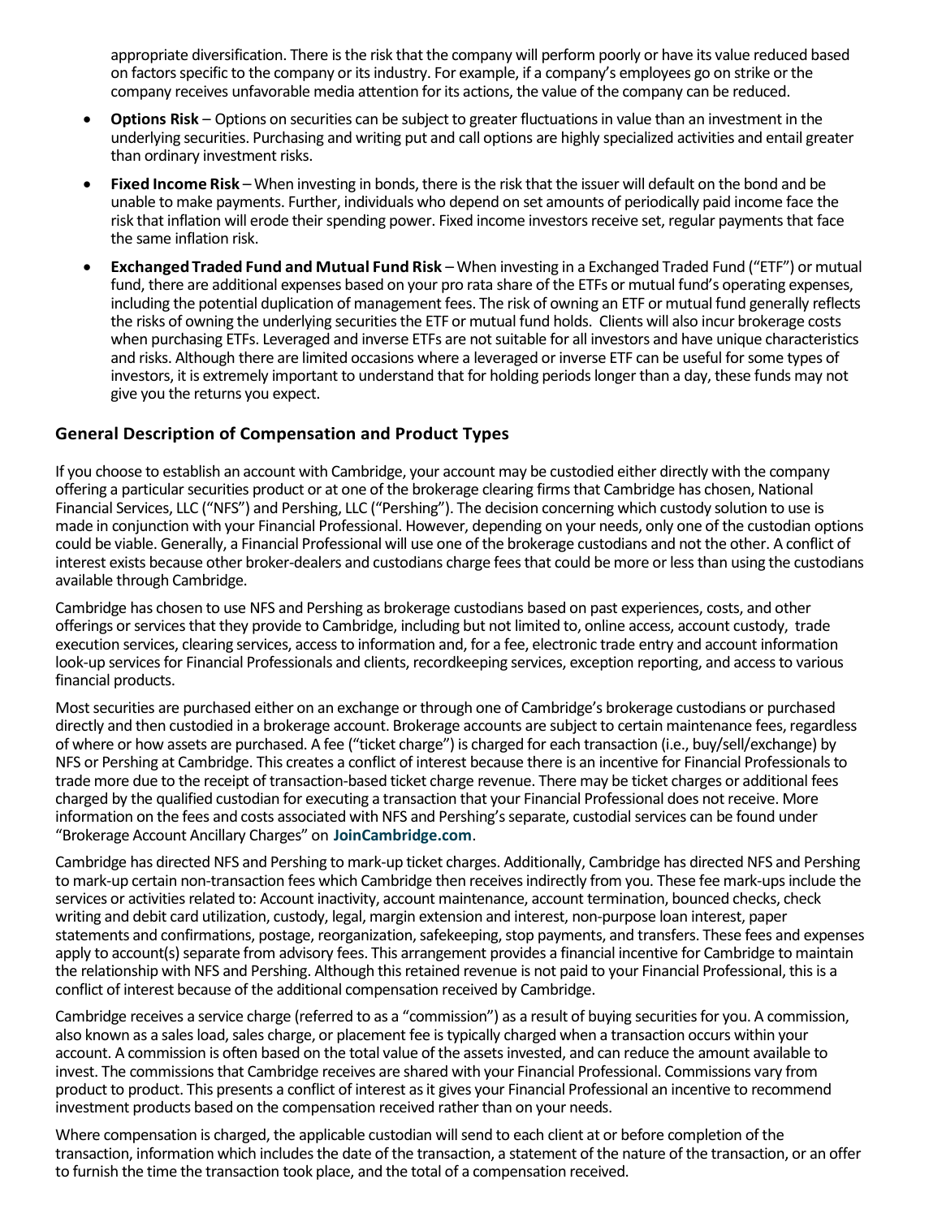appropriate diversification. There is the risk that the company will perform poorly or have its value reduced based on factors specific to the company or its industry. For example, if a company's employees go on strike or the company receives unfavorable media attention for its actions, the value of the company can be reduced.

- **Options Risk** – Options on securities can be subject to greater fluctuations in value than an investment in the underlying securities. Purchasing and writing put and call options are highly specialized activities and entail greater than ordinary investment risks.
- **Fixed Income Risk** – When investing in bonds, there is the risk that the issuer will default on the bond and be unable to make payments. Further, individuals who depend on set amounts of periodically paid income face the risk that inflation will erode their spending power. Fixed income investors receive set, regular payments that face the same inflation risk.
- **Exchanged Traded Fund and Mutual Fund Risk** – When investing in a Exchanged Traded Fund ("ETF") or mutual fund, there are additional expenses based on your pro rata share of the ETFs or mutual fund's operating expenses, including the potential duplication of management fees. The risk of owning an ETF or mutual fund generally reflects the risks of owning the underlying securities the ETF or mutual fund holds. Clients will also incur brokerage costs when purchasing ETFs. Leveraged and inverse ETFs are not suitable for all investors and have unique characteristics and risks. Although there are limited occasions where a leveraged or inverse ETF can be useful for some types of investors, it is extremely important to understand that for holding periods longer than a day, these funds may not give you the returns you expect.

## General Description of Compensation and Product Types

If you choose to establish an account with Cambridge, your account may be custodied either directly with the company offering a particular securities product or at one of the brokerage clearing firms that Cambridge has chosen, National Financial Services, LLC ("NFS") and Pershing, LLC ("Pershing"). The decision concerning which custody solution to use is made in conjunction with your Financial Professional. However, depending on your needs, only one of the custodian options could be viable. Generally, a Financial Professional will use one of the brokerage custodians and not the other. A conflict of interest exists because other broker-dealers and custodians charge fees that could be more or less than using the custodians available through Cambridge.

Cambridge has chosen to use NFS and Pershing as brokerage custodians based on past experiences, costs, and other offerings or services that they provide to Cambridge, including but not limited to, online access, account custody, trade execution services, clearing services, access to information and, for a fee, electronic trade entry and account information look-up services for Financial Professionals and clients, recordkeeping services, exception reporting, and access to various financial products.

Most securities are purchased either on an exchange or through one of Cambridge's brokerage custodians or purchased directly and then custodied in a brokerage account. Brokerage accounts are subject to certain maintenance fees, regardless of where or how assets are purchased. A fee ("ticket charge") is charged for each transaction (i.e., buy/sell/exchange) by NFS or Pershing at Cambridge. This creates a conflict of interest because there is an incentive for Financial Professionals to trade more due to the receipt of transaction-based ticket charge revenue. There may be ticket charges or additional fees charged by the qualified custodian for executing a transaction that your Financial Professional does not receive. More information on the fees and costs associated with NFS and Pershing's separate, custodial services can be found under "Brokerage Account Ancillary Charges" on **JoinCambridge.com**.

Cambridge has directed NFS and Pershing to mark-up ticket charges. Additionally, Cambridge has directed NFS and Pershing to mark-up certain non-transaction fees which Cambridge then receives indirectly from you. These fee mark-ups include the services or activities related to: Account inactivity, account maintenance, account termination, bounced checks, check writing and debit card utilization, custody, legal, margin extension and interest, non-purpose loan interest, paper statements and confirmations, postage, reorganization, safekeeping, stop payments, and transfers. These fees and expenses apply to account(s) separate from advisory fees. This arrangement provides a financial incentive for Cambridge to maintain the relationship with NFS and Pershing. Although this retained revenue is not paid to your Financial Professional, this is a conflict of interest because of the additional compensation received by Cambridge.

Cambridge receives a service charge (referred to as a "commission") as a result of buying securities for you. A commission, also known as a sales load, sales charge, or placement fee is typically charged when a transaction occurs within your account. A commission is often based on the total value of the assets invested, and can reduce the amount available to invest. The commissions that Cambridge receives are shared with your Financial Professional. Commissions vary from product to product. This presents a conflict of interest as it gives your Financial Professional an incentive to recommend investment products based on the compensation received rather than on your needs.

Where compensation is charged, the applicable custodian will send to each client at or before completion of the transaction, information which includes the date of the transaction, a statement of the nature of the transaction, or an offer to furnish the time the transaction took place, and the total of a compensation received.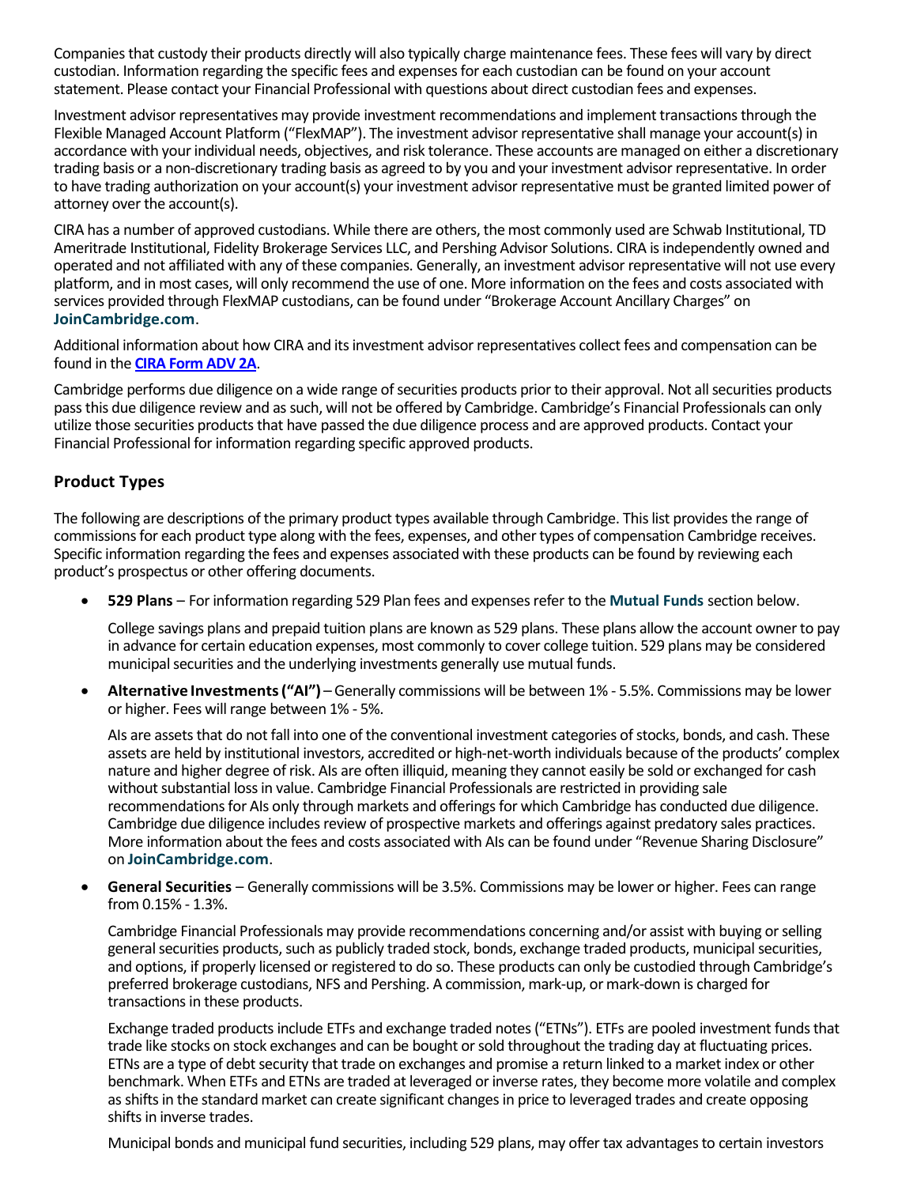Companies that custody their products directly will also typically charge maintenance fees. These fees will vary by direct custodian. Information regarding the specific fees and expenses for each custodian can be found on your account statement. Please contact your Financial Professional with questions about direct custodian fees and expenses.

Investment advisor representatives may provide investment recommendations and implement transactions through the Flexible Managed Account Platform ("FlexMAP"). The investment advisor representative shall manage your account(s) in accordance with your individual needs, objectives, and risk tolerance. These accounts are managed on either a discretionary trading basis or a non-discretionary trading basis as agreed to by you and your investment advisor representative. In order to have trading authorization on your account(s) your investment advisor representative must be granted limited power of attorney over the account(s).

CIRA has a number of approved custodians. While there are others, the most commonly used are Schwab Institutional, TD Ameritrade Institutional, Fidelity Brokerage Services LLC, and Pershing Advisor Solutions. CIRA is independently owned and operated and not affiliated with any of these companies. Generally, an investment advisor representative will not use every platform, and in most cases, will only recommend the use of one. More information on the fees and costs associated with services provided through FlexMAP custodians, can be found under "Brokerage Account Ancillary Charges" on **JoinCambridge.com**.

Additional information about how CIRA and its investment advisor representatives collect fees and compensation can be found in the **CIRA Form ADV 2A**.

Cambridge performs due diligence on a wide range of securities products prior to their approval. Not all securities products pass this due diligence review and as such, will not be offered by Cambridge. Cambridge's Financial Professionals can only utilize those securities products that have passed the due diligence process and are approved products. Contact your Financial Professional for information regarding specific approved products.

### Product Types

The following are descriptions of the primary product types available through Cambridge. This list provides the range of commissions for each product type along with the fees, expenses, and other types of compensation Cambridge receives. Specific information regarding the fees and expenses associated with these products can be found by reviewing each product's prospectus or other offering documents.

- **529 Plans** – For information regarding 529 Plan fees and expenses refer to the **Mutual Funds** section below.

  College savings plans and prepaid tuition plans are known as 529 plans. These plans allow the account owner to pay in advance for certain education expenses, most commonly to cover college tuition. 529 plans may be considered municipal securities and the underlying investments generally use mutual funds.

- **Alternative Investments ("AI")** – Generally commissions will be between 1% - 5.5%. Commissions may be lower or higher. Fees will range between 1% - 5%.

  AIs are assets that do not fall into one of the conventional investment categories of stocks, bonds, and cash. These assets are held by institutional investors, accredited or high-net-worth individuals because of the products' complex nature and higher degree of risk. AIs are often illiquid, meaning they cannot easily be sold or exchanged for cash without substantial loss in value. Cambridge Financial Professionals are restricted in providing sale recommendations for AIs only through markets and offerings for which Cambridge has conducted due diligence. Cambridge due diligence includes review of prospective markets and offerings against predatory sales practices. More information about the fees and costs associated with AIs can be found under "Revenue Sharing Disclosure" on **JoinCambridge.com**.

- **General Securities** – Generally commissions will be 3.5%. Commissions may be lower or higher. Fees can range from 0.15% - 1.3%.

  Cambridge Financial Professionals may provide recommendations concerning and/or assist with buying or selling general securities products, such as publicly traded stock, bonds, exchange traded products, municipal securities, and options, if properly licensed or registered to do so. These products can only be custodied through Cambridge's preferred brokerage custodians, NFS and Pershing. A commission, mark-up, or mark-down is charged for transactions in these products.

  Exchange traded products include ETFs and exchange traded notes ("ETNs"). ETFs are pooled investment funds that trade like stocks on stock exchanges and can be bought or sold throughout the trading day at fluctuating prices. ETNs are a type of debt security that trade on exchanges and promise a return linked to a market index or other benchmark. When ETFs and ETNs are traded at leveraged or inverse rates, they become more volatile and complex as shifts in the standard market can create significant changes in price to leveraged trades and create opposing shifts in inverse trades.

  Municipal bonds and municipal fund securities, including 529 plans, may offer tax advantages to certain investors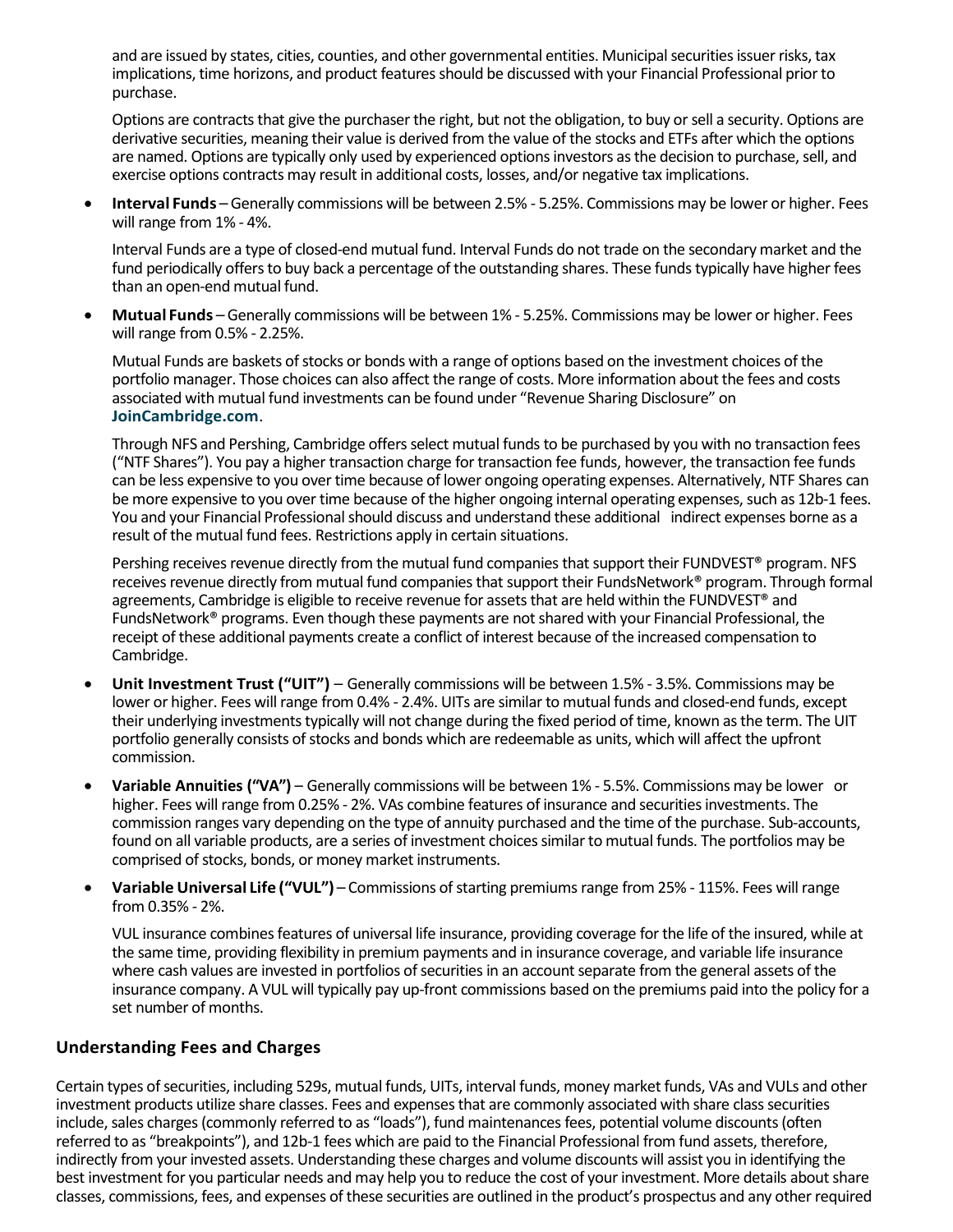and are issued by states, cities, counties, and other governmental entities. Municipal securities issuer risks, tax implications, time horizons, and product features should be discussed with your Financial Professional prior to purchase.

Options are contracts that give the purchaser the right, but not the obligation, to buy or sell a security. Options are derivative securities, meaning their value is derived from the value of the stocks and ETFs after which the options are named. Options are typically only used by experienced options investors as the decision to purchase, sell, and exercise options contracts may result in additional costs, losses, and/or negative tax implications.

- **Interval Funds** – Generally commissions will be between 2.5% - 5.25%. Commissions may be lower or higher. Fees will range from 1% - 4%.

  Interval Funds are a type of closed-end mutual fund. Interval Funds do not trade on the secondary market and the fund periodically offers to buy back a percentage of the outstanding shares. These funds typically have higher fees than an open-end mutual fund.

- **Mutual Funds** – Generally commissions will be between 1% - 5.25%. Commissions may be lower or higher. Fees will range from 0.5% - 2.25%.

  Mutual Funds are baskets of stocks or bonds with a range of options based on the investment choices of the portfolio manager. Those choices can also affect the range of costs. More information about the fees and costs associated with mutual fund investments can be found under "Revenue Sharing Disclosure" on **JoinCambridge.com**.

  Through NFS and Pershing, Cambridge offers select mutual funds to be purchased by you with no transaction fees ("NTF Shares"). You pay a higher transaction charge for transaction fee funds, however, the transaction fee funds can be less expensive to you over time because of lower ongoing operating expenses. Alternatively, NTF Shares can be more expensive to you over time because of the higher ongoing internal operating expenses, such as 12b-1 fees. You and your Financial Professional should discuss and understand these additional indirect expenses borne as a result of the mutual fund fees. Restrictions apply in certain situations.

  Pershing receives revenue directly from the mutual fund companies that support their FUNDVEST® program. NFS receives revenue directly from mutual fund companies that support their FundsNetwork® program. Through formal agreements, Cambridge is eligible to receive revenue for assets that are held within the FUNDVEST® and FundsNetwork® programs. Even though these payments are not shared with your Financial Professional, the receipt of these additional payments create a conflict of interest because of the increased compensation to Cambridge.

- **Unit Investment Trust ("UIT")** – Generally commissions will be between 1.5% - 3.5%. Commissions may be lower or higher. Fees will range from 0.4% - 2.4%. UITs are similar to mutual funds and closed-end funds, except their underlying investments typically will not change during the fixed period of time, known as the term. The UIT portfolio generally consists of stocks and bonds which are redeemable as units, which will affect the upfront commission.

- **Variable Annuities ("VA")** – Generally commissions will be between 1% - 5.5%. Commissions may be lower or higher. Fees will range from 0.25% - 2%. VAs combine features of insurance and securities investments. The commission ranges vary depending on the type of annuity purchased and the time of the purchase. Sub-accounts, found on all variable products, are a series of investment choices similar to mutual funds. The portfolios may be comprised of stocks, bonds, or money market instruments.

- **Variable Universal Life ("VUL")** – Commissions of starting premiums range from 25% - 115%. Fees will range from 0.35% - 2%.

  VUL insurance combines features of universal life insurance, providing coverage for the life of the insured, while at the same time, providing flexibility in premium payments and in insurance coverage, and variable life insurance where cash values are invested in portfolios of securities in an account separate from the general assets of the insurance company. A VUL will typically pay up-front commissions based on the premiums paid into the policy for a set number of months.

## Understanding Fees and Charges

Certain types of securities, including 529s, mutual funds, UITs, interval funds, money market funds, VAs and VULs and other investment products utilize share classes. Fees and expenses that are commonly associated with share class securities include, sales charges (commonly referred to as "loads"), fund maintenances fees, potential volume discounts (often referred to as "breakpoints"), and 12b-1 fees which are paid to the Financial Professional from fund assets, therefore, indirectly from your invested assets. Understanding these charges and volume discounts will assist you in identifying the best investment for you particular needs and may help you to reduce the cost of your investment. More details about share classes, commissions, fees, and expenses of these securities are outlined in the product's prospectus and any other required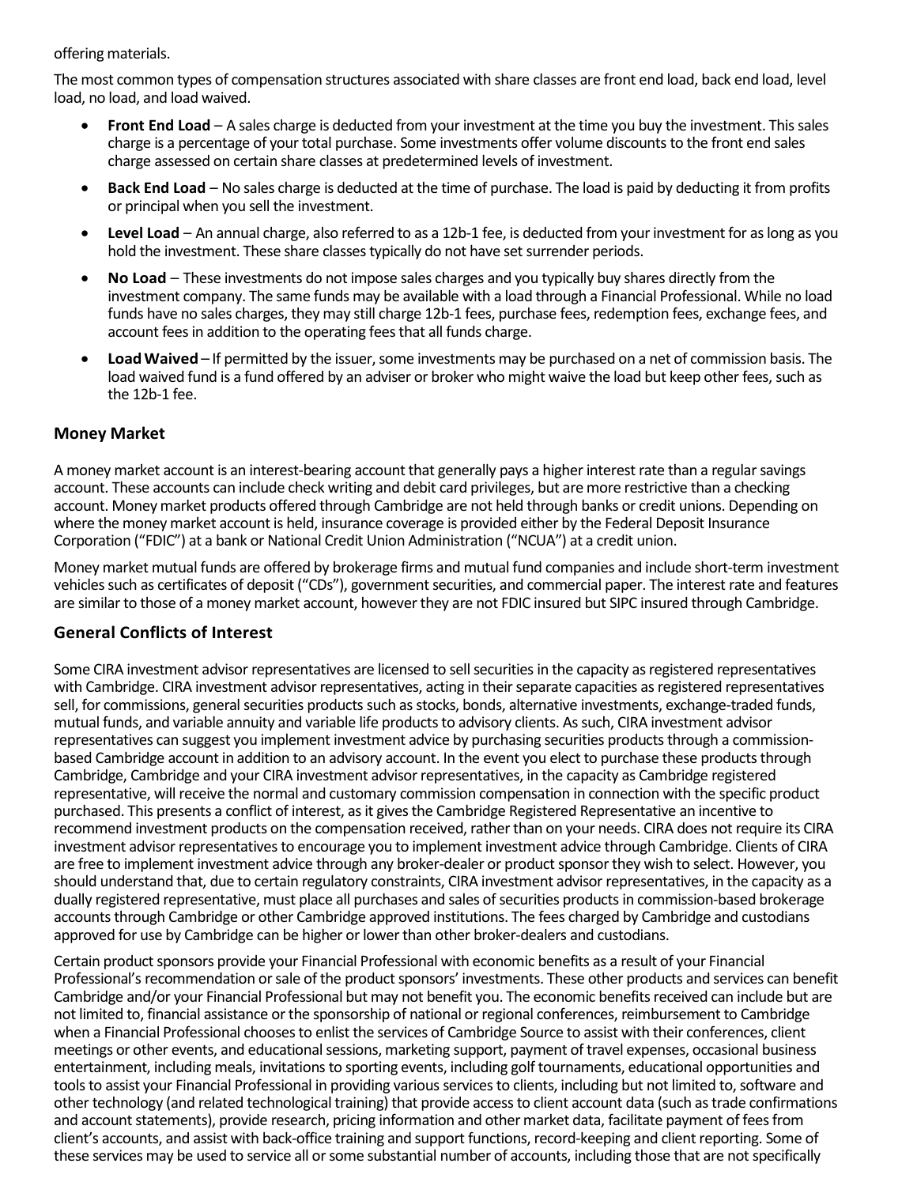offering materials.

The most common types of compensation structures associated with share classes are front end load, back end load, level load, no load, and load waived.

- **Front End Load** – A sales charge is deducted from your investment at the time you buy the investment. This sales charge is a percentage of your total purchase. Some investments offer volume discounts to the front end sales charge assessed on certain share classes at predetermined levels of investment.
- **Back End Load** – No sales charge is deducted at the time of purchase. The load is paid by deducting it from profits or principal when you sell the investment.
- **Level Load** – An annual charge, also referred to as a 12b-1 fee, is deducted from your investment for as long as you hold the investment. These share classes typically do not have set surrender periods.
- **No Load** – These investments do not impose sales charges and you typically buy shares directly from the investment company. The same funds may be available with a load through a Financial Professional. While no load funds have no sales charges, they may still charge 12b-1 fees, purchase fees, redemption fees, exchange fees, and account fees in addition to the operating fees that all funds charge.
- **Load Waived** – If permitted by the issuer, some investments may be purchased on a net of commission basis. The load waived fund is a fund offered by an adviser or broker who might waive the load but keep other fees, such as the 12b-1 fee.

## Money Market

A money market account is an interest-bearing account that generally pays a higher interest rate than a regular savings account. These accounts can include check writing and debit card privileges, but are more restrictive than a checking account. Money market products offered through Cambridge are not held through banks or credit unions. Depending on where the money market account is held, insurance coverage is provided either by the Federal Deposit Insurance Corporation ("FDIC") at a bank or National Credit Union Administration ("NCUA") at a credit union.

Money market mutual funds are offered by brokerage firms and mutual fund companies and include short-term investment vehicles such as certificates of deposit ("CDs"), government securities, and commercial paper. The interest rate and features are similar to those of a money market account, however they are not FDIC insured but SIPC insured through Cambridge.

## General Conflicts of Interest

Some CIRA investment advisor representatives are licensed to sell securities in the capacity as registered representatives with Cambridge. CIRA investment advisor representatives, acting in their separate capacities as registered representatives sell, for commissions, general securities products such as stocks, bonds, alternative investments, exchange-traded funds, mutual funds, and variable annuity and variable life products to advisory clients. As such, CIRA investment advisor representatives can suggest you implement investment advice by purchasing securities products through a commission-based Cambridge account in addition to an advisory account. In the event you elect to purchase these products through Cambridge, Cambridge and your CIRA investment advisor representatives, in the capacity as Cambridge registered representative, will receive the normal and customary commission compensation in connection with the specific product purchased. This presents a conflict of interest, as it gives the Cambridge Registered Representative an incentive to recommend investment products on the compensation received, rather than on your needs. CIRA does not require its CIRA investment advisor representatives to encourage you to implement investment advice through Cambridge. Clients of CIRA are free to implement investment advice through any broker-dealer or product sponsor they wish to select. However, you should understand that, due to certain regulatory constraints, CIRA investment advisor representatives, in the capacity as a dually registered representative, must place all purchases and sales of securities products in commission-based brokerage accounts through Cambridge or other Cambridge approved institutions. The fees charged by Cambridge and custodians approved for use by Cambridge can be higher or lower than other broker-dealers and custodians.

Certain product sponsors provide your Financial Professional with economic benefits as a result of your Financial Professional's recommendation or sale of the product sponsors' investments. These other products and services can benefit Cambridge and/or your Financial Professional but may not benefit you. The economic benefits received can include but are not limited to, financial assistance or the sponsorship of national or regional conferences, reimbursement to Cambridge when a Financial Professional chooses to enlist the services of Cambridge Source to assist with their conferences, client meetings or other events, and educational sessions, marketing support, payment of travel expenses, occasional business entertainment, including meals, invitations to sporting events, including golf tournaments, educational opportunities and tools to assist your Financial Professional in providing various services to clients, including but not limited to, software and other technology (and related technological training) that provide access to client account data (such as trade confirmations and account statements), provide research, pricing information and other market data, facilitate payment of fees from client's accounts, and assist with back-office training and support functions, record-keeping and client reporting. Some of these services may be used to service all or some substantial number of accounts, including those that are not specifically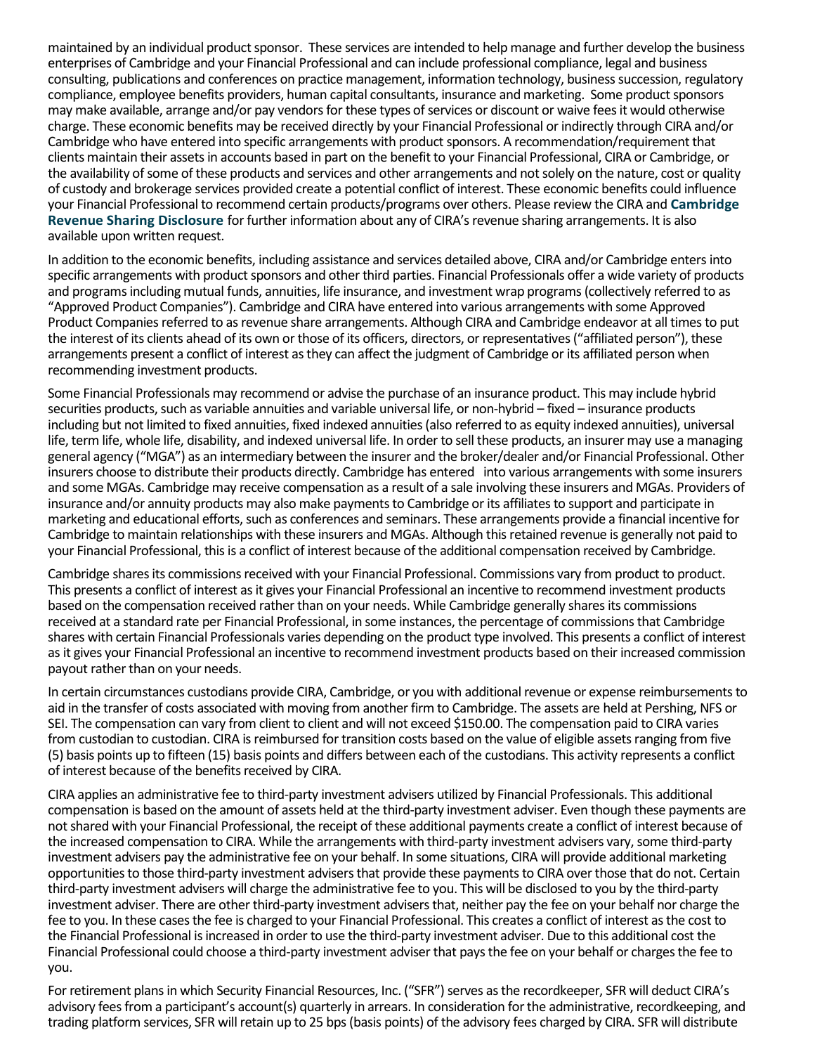maintained by an individual product sponsor. These services are intended to help manage and further develop the business enterprises of Cambridge and your Financial Professional and can include professional compliance, legal and business consulting, publications and conferences on practice management, information technology, business succession, regulatory compliance, employee benefits providers, human capital consultants, insurance and marketing. Some product sponsors may make available, arrange and/or pay vendors for these types of services or discount or waive fees it would otherwise charge. These economic benefits may be received directly by your Financial Professional or indirectly through CIRA and/or Cambridge who have entered into specific arrangements with product sponsors. A recommendation/requirement that clients maintain their assets in accounts based in part on the benefit to your Financial Professional, CIRA or Cambridge, or the availability of some of these products and services and other arrangements and not solely on the nature, cost or quality of custody and brokerage services provided create a potential conflict of interest. These economic benefits could influence your Financial Professional to recommend certain products/programs over others. Please review the CIRA and **Cambridge Revenue Sharing Disclosure** for further information about any of CIRA's revenue sharing arrangements. It is also available upon written request.

In addition to the economic benefits, including assistance and services detailed above, CIRA and/or Cambridge enters into specific arrangements with product sponsors and other third parties. Financial Professionals offer a wide variety of products and programs including mutual funds, annuities, life insurance, and investment wrap programs (collectively referred to as "Approved Product Companies"). Cambridge and CIRA have entered into various arrangements with some Approved Product Companies referred to as revenue share arrangements. Although CIRA and Cambridge endeavor at all times to put the interest of its clients ahead of its own or those of its officers, directors, or representatives ("affiliated person"), these arrangements present a conflict of interest as they can affect the judgment of Cambridge or its affiliated person when recommending investment products.

Some Financial Professionals may recommend or advise the purchase of an insurance product. This may include hybrid securities products, such as variable annuities and variable universal life, or non-hybrid – fixed – insurance products including but not limited to fixed annuities, fixed indexed annuities (also referred to as equity indexed annuities), universal life, term life, whole life, disability, and indexed universal life. In order to sell these products, an insurer may use a managing general agency ("MGA") as an intermediary between the insurer and the broker/dealer and/or Financial Professional. Other insurers choose to distribute their products directly. Cambridge has entered into various arrangements with some insurers and some MGAs. Cambridge may receive compensation as a result of a sale involving these insurers and MGAs. Providers of insurance and/or annuity products may also make payments to Cambridge or its affiliates to support and participate in marketing and educational efforts, such as conferences and seminars. These arrangements provide a financial incentive for Cambridge to maintain relationships with these insurers and MGAs. Although this retained revenue is generally not paid to your Financial Professional, this is a conflict of interest because of the additional compensation received by Cambridge.

Cambridge shares its commissions received with your Financial Professional. Commissions vary from product to product. This presents a conflict of interest as it gives your Financial Professional an incentive to recommend investment products based on the compensation received rather than on your needs. While Cambridge generally shares its commissions received at a standard rate per Financial Professional, in some instances, the percentage of commissions that Cambridge shares with certain Financial Professionals varies depending on the product type involved. This presents a conflict of interest as it gives your Financial Professional an incentive to recommend investment products based on their increased commission payout rather than on your needs.

In certain circumstances custodians provide CIRA, Cambridge, or you with additional revenue or expense reimbursements to aid in the transfer of costs associated with moving from another firm to Cambridge. The assets are held at Pershing, NFS or SEI. The compensation can vary from client to client and will not exceed $150.00. The compensation paid to CIRA varies from custodian to custodian. CIRA is reimbursed for transition costs based on the value of eligible assets ranging from five (5) basis points up to fifteen (15) basis points and differs between each of the custodians. This activity represents a conflict of interest because of the benefits received by CIRA.

CIRA applies an administrative fee to third-party investment advisers utilized by Financial Professionals. This additional compensation is based on the amount of assets held at the third-party investment adviser. Even though these payments are not shared with your Financial Professional, the receipt of these additional payments create a conflict of interest because of the increased compensation to CIRA. While the arrangements with third-party investment advisers vary, some third-party investment advisers pay the administrative fee on your behalf. In some situations, CIRA will provide additional marketing opportunities to those third-party investment advisers that provide these payments to CIRA over those that do not. Certain third-party investment advisers will charge the administrative fee to you. This will be disclosed to you by the third-party investment adviser. There are other third-party investment advisers that, neither pay the fee on your behalf nor charge the fee to you. In these cases the fee is charged to your Financial Professional. This creates a conflict of interest as the cost to the Financial Professional is increased in order to use the third-party investment adviser. Due to this additional cost the Financial Professional could choose a third-party investment adviser that pays the fee on your behalf or charges the fee to you.

For retirement plans in which Security Financial Resources, Inc. ("SFR") serves as the recordkeeper, SFR will deduct CIRA's advisory fees from a participant's account(s) quarterly in arrears. In consideration for the administrative, recordkeeping, and trading platform services, SFR will retain up to 25 bps (basis points) of the advisory fees charged by CIRA. SFR will distribute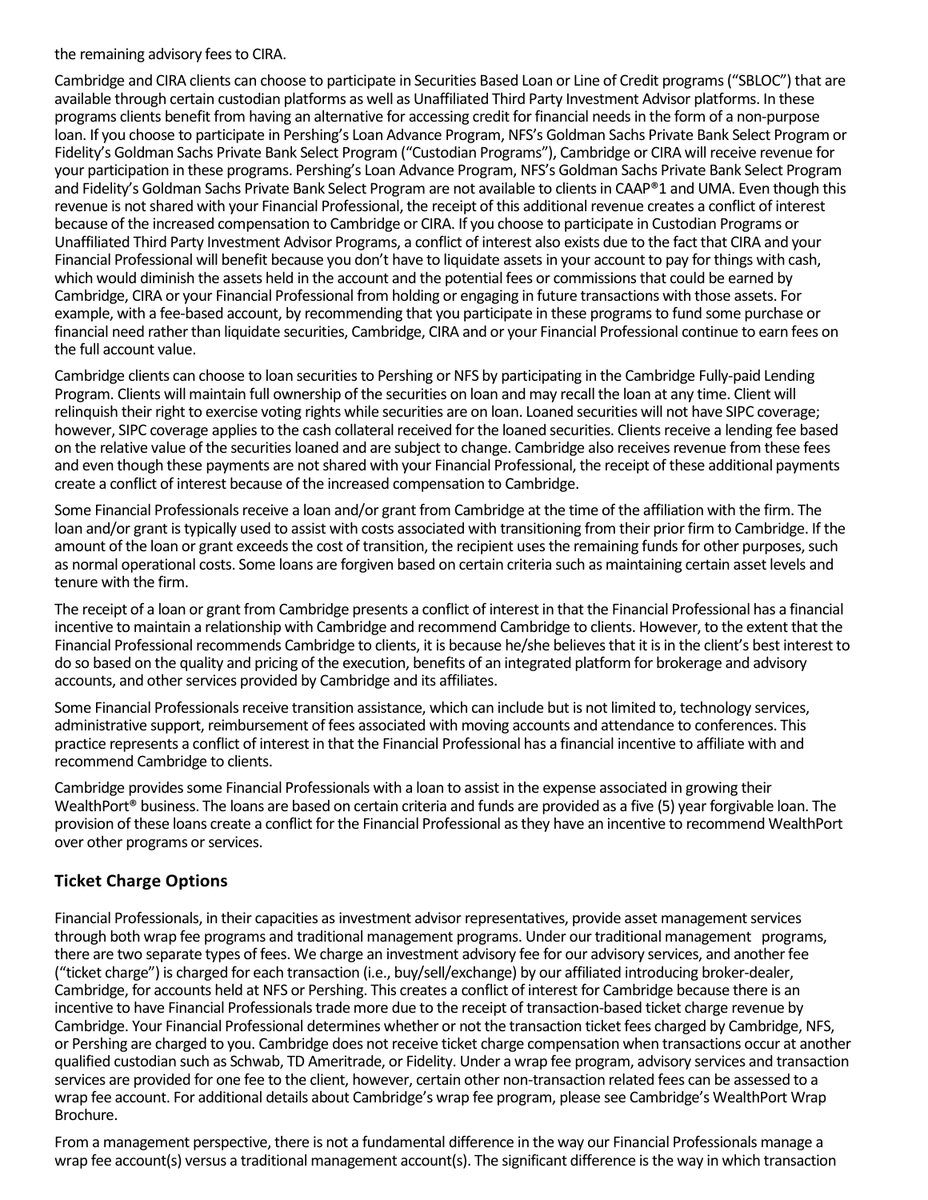the remaining advisory fees to CIRA.

Cambridge and CIRA clients can choose to participate in Securities Based Loan or Line of Credit programs ("SBLOC") that are available through certain custodian platforms as well as Unaffiliated Third Party Investment Advisor platforms. In these programs clients benefit from having an alternative for accessing credit for financial needs in the form of a non-purpose loan. If you choose to participate in Pershing's Loan Advance Program, NFS's Goldman Sachs Private Bank Select Program or Fidelity's Goldman Sachs Private Bank Select Program ("Custodian Programs"), Cambridge or CIRA will receive revenue for your participation in these programs. Pershing's Loan Advance Program, NFS's Goldman Sachs Private Bank Select Program and Fidelity's Goldman Sachs Private Bank Select Program are not available to clients in CAAP®1 and UMA. Even though this revenue is not shared with your Financial Professional, the receipt of this additional revenue creates a conflict of interest because of the increased compensation to Cambridge or CIRA. If you choose to participate in Custodian Programs or Unaffiliated Third Party Investment Advisor Programs, a conflict of interest also exists due to the fact that CIRA and your Financial Professional will benefit because you don't have to liquidate assets in your account to pay for things with cash, which would diminish the assets held in the account and the potential fees or commissions that could be earned by Cambridge, CIRA or your Financial Professional from holding or engaging in future transactions with those assets. For example, with a fee-based account, by recommending that you participate in these programs to fund some purchase or financial need rather than liquidate securities, Cambridge, CIRA and or your Financial Professional continue to earn fees on the full account value.

Cambridge clients can choose to loan securities to Pershing or NFS by participating in the Cambridge Fully-paid Lending Program. Clients will maintain full ownership of the securities on loan and may recall the loan at any time. Client will relinquish their right to exercise voting rights while securities are on loan. Loaned securities will not have SIPC coverage; however, SIPC coverage applies to the cash collateral received for the loaned securities. Clients receive a lending fee based on the relative value of the securities loaned and are subject to change. Cambridge also receives revenue from these fees and even though these payments are not shared with your Financial Professional, the receipt of these additional payments create a conflict of interest because of the increased compensation to Cambridge.

Some Financial Professionals receive a loan and/or grant from Cambridge at the time of the affiliation with the firm. The loan and/or grant is typically used to assist with costs associated with transitioning from their prior firm to Cambridge. If the amount of the loan or grant exceeds the cost of transition, the recipient uses the remaining funds for other purposes, such as normal operational costs. Some loans are forgiven based on certain criteria such as maintaining certain asset levels and tenure with the firm.

The receipt of a loan or grant from Cambridge presents a conflict of interest in that the Financial Professional has a financial incentive to maintain a relationship with Cambridge and recommend Cambridge to clients. However, to the extent that the Financial Professional recommends Cambridge to clients, it is because he/she believes that it is in the client's best interest to do so based on the quality and pricing of the execution, benefits of an integrated platform for brokerage and advisory accounts, and other services provided by Cambridge and its affiliates.

Some Financial Professionals receive transition assistance, which can include but is not limited to, technology services, administrative support, reimbursement of fees associated with moving accounts and attendance to conferences. This practice represents a conflict of interest in that the Financial Professional has a financial incentive to affiliate with and recommend Cambridge to clients.

Cambridge provides some Financial Professionals with a loan to assist in the expense associated in growing their WealthPort® business. The loans are based on certain criteria and funds are provided as a five (5) year forgivable loan. The provision of these loans create a conflict for the Financial Professional as they have an incentive to recommend WealthPort over other programs or services.

## Ticket Charge Options

Financial Professionals, in their capacities as investment advisor representatives, provide asset management services through both wrap fee programs and traditional management programs. Under our traditional management programs, there are two separate types of fees. We charge an investment advisory fee for our advisory services, and another fee ("ticket charge") is charged for each transaction (i.e., buy/sell/exchange) by our affiliated introducing broker-dealer, Cambridge, for accounts held at NFS or Pershing. This creates a conflict of interest for Cambridge because there is an incentive to have Financial Professionals trade more due to the receipt of transaction-based ticket charge revenue by Cambridge. Your Financial Professional determines whether or not the transaction ticket fees charged by Cambridge, NFS, or Pershing are charged to you. Cambridge does not receive ticket charge compensation when transactions occur at another qualified custodian such as Schwab, TD Ameritrade, or Fidelity. Under a wrap fee program, advisory services and transaction services are provided for one fee to the client, however, certain other non-transaction related fees can be assessed to a wrap fee account. For additional details about Cambridge's wrap fee program, please see Cambridge's WealthPort Wrap Brochure.

From a management perspective, there is not a fundamental difference in the way our Financial Professionals manage a wrap fee account(s) versus a traditional management account(s). The significant difference is the way in which transaction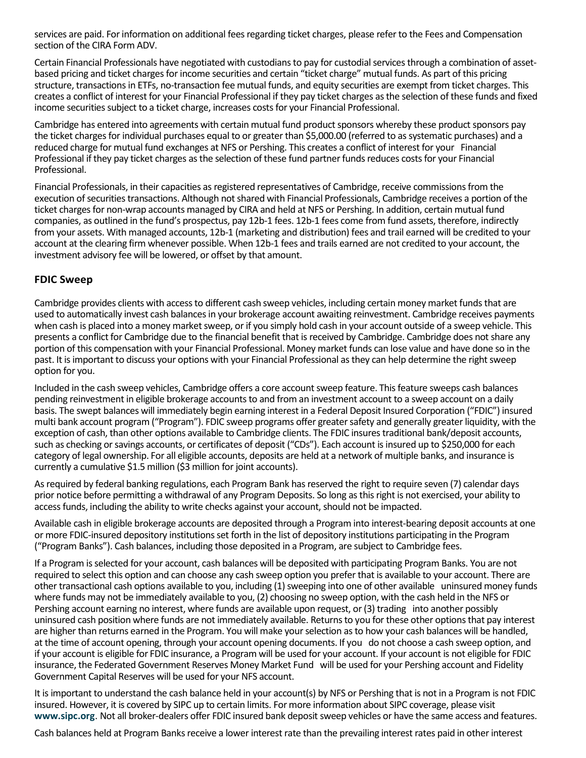services are paid. For information on additional fees regarding ticket charges, please refer to the Fees and Compensation section of the CIRA Form ADV.

Certain Financial Professionals have negotiated with custodians to pay for custodial services through a combination of asset-based pricing and ticket charges for income securities and certain "ticket charge" mutual funds. As part of this pricing structure, transactions in ETFs, no-transaction fee mutual funds, and equity securities are exempt from ticket charges. This creates a conflict of interest for your Financial Professional if they pay ticket charges as the selection of these funds and fixed income securities subject to a ticket charge, increases costs for your Financial Professional.

Cambridge has entered into agreements with certain mutual fund product sponsors whereby these product sponsors pay the ticket charges for individual purchases equal to or greater than $5,000.00 (referred to as systematic purchases) and a reduced charge for mutual fund exchanges at NFS or Pershing. This creates a conflict of interest for your Financial Professional if they pay ticket charges as the selection of these fund partner funds reduces costs for your Financial Professional.

Financial Professionals, in their capacities as registered representatives of Cambridge, receive commissions from the execution of securities transactions. Although not shared with Financial Professionals, Cambridge receives a portion of the ticket charges for non-wrap accounts managed by CIRA and held at NFS or Pershing. In addition, certain mutual fund companies, as outlined in the fund's prospectus, pay 12b-1 fees. 12b-1 fees come from fund assets, therefore, indirectly from your assets. With managed accounts, 12b-1 (marketing and distribution) fees and trail earned will be credited to your account at the clearing firm whenever possible. When 12b-1 fees and trails earned are not credited to your account, the investment advisory fee will be lowered, or offset by that amount.

## FDIC Sweep

Cambridge provides clients with access to different cash sweep vehicles, including certain money market funds that are used to automatically invest cash balances in your brokerage account awaiting reinvestment. Cambridge receives payments when cash is placed into a money market sweep, or if you simply hold cash in your account outside of a sweep vehicle. This presents a conflict for Cambridge due to the financial benefit that is received by Cambridge. Cambridge does not share any portion of this compensation with your Financial Professional. Money market funds can lose value and have done so in the past. It is important to discuss your options with your Financial Professional as they can help determine the right sweep option for you.

Included in the cash sweep vehicles, Cambridge offers a core account sweep feature. This feature sweeps cash balances pending reinvestment in eligible brokerage accounts to and from an investment account to a sweep account on a daily basis. The swept balances will immediately begin earning interest in a Federal Deposit Insured Corporation ("FDIC") insured multi bank account program ("Program"). FDIC sweep programs offer greater safety and generally greater liquidity, with the exception of cash, than other options available to Cambridge clients. The FDIC insures traditional bank/deposit accounts, such as checking or savings accounts, or certificates of deposit ("CDs"). Each account is insured up to $250,000 for each category of legal ownership. For all eligible accounts, deposits are held at a network of multiple banks, and insurance is currently a cumulative $1.5 million ($3 million for joint accounts).

As required by federal banking regulations, each Program Bank has reserved the right to require seven (7) calendar days prior notice before permitting a withdrawal of any Program Deposits. So long as this right is not exercised, your ability to access funds, including the ability to write checks against your account, should not be impacted.

Available cash in eligible brokerage accounts are deposited through a Program into interest-bearing deposit accounts at one or more FDIC-insured depository institutions set forth in the list of depository institutions participating in the Program ("Program Banks"). Cash balances, including those deposited in a Program, are subject to Cambridge fees.

If a Program is selected for your account, cash balances will be deposited with participating Program Banks. You are not required to select this option and can choose any cash sweep option you prefer that is available to your account. There are other transactional cash options available to you, including (1) sweeping into one of other available uninsured money funds where funds may not be immediately available to you, (2) choosing no sweep option, with the cash held in the NFS or Pershing account earning no interest, where funds are available upon request, or (3) trading into another possibly uninsured cash position where funds are not immediately available. Returns to you for these other options that pay interest are higher than returns earned in the Program. You will make your selection as to how your cash balances will be handled, at the time of account opening, through your account opening documents. If you do not choose a cash sweep option, and if your account is eligible for FDIC insurance, a Program will be used for your account. If your account is not eligible for FDIC insurance, the Federated Government Reserves Money Market Fund will be used for your Pershing account and Fidelity Government Capital Reserves will be used for your NFS account.

It is important to understand the cash balance held in your account(s) by NFS or Pershing that is not in a Program is not FDIC insured. However, it is covered by SIPC up to certain limits. For more information about SIPC coverage, please visit **www.sipc.org**. Not all broker-dealers offer FDIC insured bank deposit sweep vehicles or have the same access and features.

Cash balances held at Program Banks receive a lower interest rate than the prevailing interest rates paid in other interest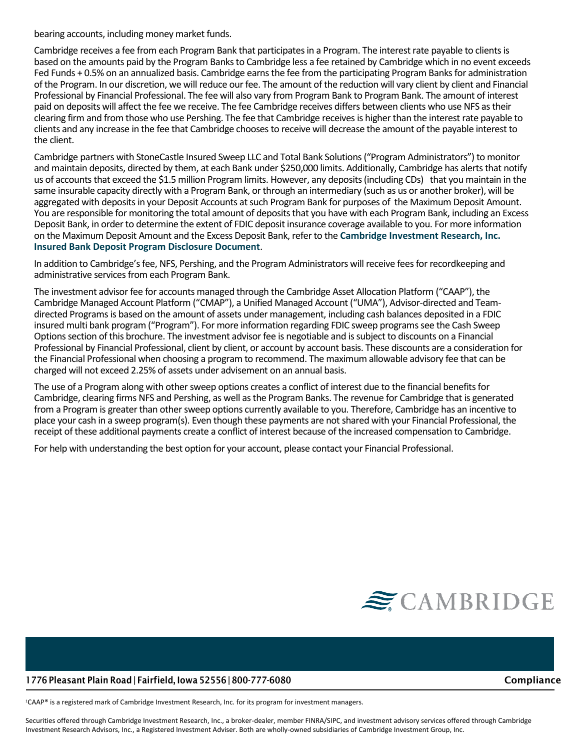bearing accounts, including money market funds.

Cambridge receives a fee from each Program Bank that participates in a Program. The interest rate payable to clients is based on the amounts paid by the Program Banks to Cambridge less a fee retained by Cambridge which in no event exceeds Fed Funds + 0.5% on an annualized basis. Cambridge earns the fee from the participating Program Banks for administration of the Program. In our discretion, we will reduce our fee. The amount of the reduction will vary client by client and Financial Professional by Financial Professional. The fee will also vary from Program Bank to Program Bank. The amount of interest paid on deposits will affect the fee we receive. The fee Cambridge receives differs between clients who use NFS as their clearing firm and from those who use Pershing. The fee that Cambridge receives is higher than the interest rate payable to clients and any increase in the fee that Cambridge chooses to receive will decrease the amount of the payable interest to the client.

Cambridge partners with StoneCastle Insured Sweep LLC and Total Bank Solutions ("Program Administrators") to monitor and maintain deposits, directed by them, at each Bank under $250,000 limits. Additionally, Cambridge has alerts that notify us of accounts that exceed the $1.5 million Program limits. However, any deposits (including CDs) that you maintain in the same insurable capacity directly with a Program Bank, or through an intermediary (such as us or another broker), will be aggregated with deposits in your Deposit Accounts at such Program Bank for purposes of the Maximum Deposit Amount. You are responsible for monitoring the total amount of deposits that you have with each Program Bank, including an Excess Deposit Bank, in order to determine the extent of FDIC deposit insurance coverage available to you. For more information on the Maximum Deposit Amount and the Excess Deposit Bank, refer to the **Cambridge Investment Research, Inc. Insured Bank Deposit Program Disclosure Document**.

In addition to Cambridge's fee, NFS, Pershing, and the Program Administrators will receive fees for recordkeeping and administrative services from each Program Bank.

The investment advisor fee for accounts managed through the Cambridge Asset Allocation Platform ("CAAP"), the Cambridge Managed Account Platform ("CMAP"), a Unified Managed Account ("UMA"), Advisor-directed and Team-directed Programs is based on the amount of assets under management, including cash balances deposited in a FDIC insured multi bank program ("Program"). For more information regarding FDIC sweep programs see the Cash Sweep Options section of this brochure. The investment advisor fee is negotiable and is subject to discounts on a Financial Professional by Financial Professional, client by client, or account by account basis. These discounts are a consideration for the Financial Professional when choosing a program to recommend. The maximum allowable advisory fee that can be charged will not exceed 2.25% of assets under advisement on an annual basis.

The use of a Program along with other sweep options creates a conflict of interest due to the financial benefits for Cambridge, clearing firms NFS and Pershing, as well as the Program Banks. The revenue for Cambridge that is generated from a Program is greater than other sweep options currently available to you. Therefore, Cambridge has an incentive to place your cash in a sweep program(s). Even though these payments are not shared with your Financial Professional, the receipt of these additional payments create a conflict of interest because of the increased compensation to Cambridge.

For help with understanding the best option for your account, please contact your Financial Professional.

CAMBRIDGE

1776 Pleasant Plain Road | Fairfield, Iowa 52556 | 800-777-6080

Compliance

[1]CAAP® is a registered mark of Cambridge Investment Research, Inc. for its program for investment managers.

Securities offered through Cambridge Investment Research, Inc., a broker-dealer, member FINRA/SIPC, and investment advisory services offered through Cambridge Investment Research Advisors, Inc., a Registered Investment Adviser. Both are wholly-owned subsidiaries of Cambridge Investment Group, Inc.